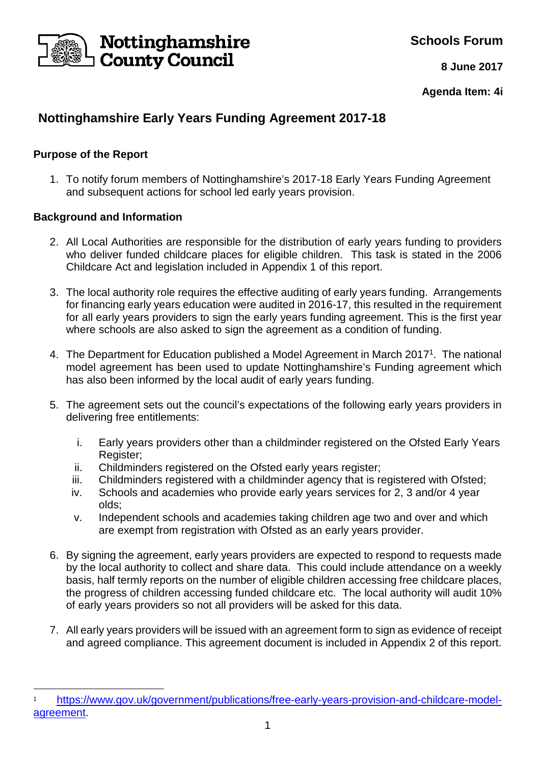Nottinghamshire County Council

**Schools Forum**

**8 June 2017**

**Agenda Item: 4i**

# Nottinghamshire Early Years Funding Agreement 2017-18

### Purpose of the Report

1. To notify forum members of Nottinghamshire's 2017-18 Early Years Funding Agreement and subsequent actions for school led early years provision.

### Background and Information

2. All Local Authorities are responsible for the distribution of early years funding to providers who deliver funded childcare places for eligible children. This task is stated in the 2006 Childcare Act and legislation included in Appendix 1 of this report.

3. The local authority role requires the effective auditing of early years funding. Arrangements for financing early years education were audited in 2016-17, this resulted in the requirement for all early years providers to sign the early years funding agreement. This is the first year where schools are also asked to sign the agreement as a condition of funding.

4. The Department for Education published a Model Agreement in March 2017[1]. The national model agreement has been used to update Nottinghamshire's Funding agreement which has also been informed by the local audit of early years funding.

5. The agreement sets out the council's expectations of the following early years providers in delivering free entitlements:

   i. Early years providers other than a childminder registered on the Ofsted Early Years Register;
   ii. Childminders registered on the Ofsted early years register;
   iii. Childminders registered with a childminder agency that is registered with Ofsted;
   iv. Schools and academies who provide early years services for 2, 3 and/or 4 year olds;
   v. Independent schools and academies taking children age two and over and which are exempt from registration with Ofsted as an early years provider.

6. By signing the agreement, early years providers are expected to respond to requests made by the local authority to collect and share data. This could include attendance on a weekly basis, half termly reports on the number of eligible children accessing free childcare places, the progress of children accessing funded childcare etc. The local authority will audit 10% of early years providers so not all providers will be asked for this data.

7. All early years providers will be issued with an agreement form to sign as evidence of receipt and agreed compliance. This agreement document is included in Appendix 2 of this report.

---

[1] https://www.gov.uk/government/publications/free-early-years-provision-and-childcare-model-agreement.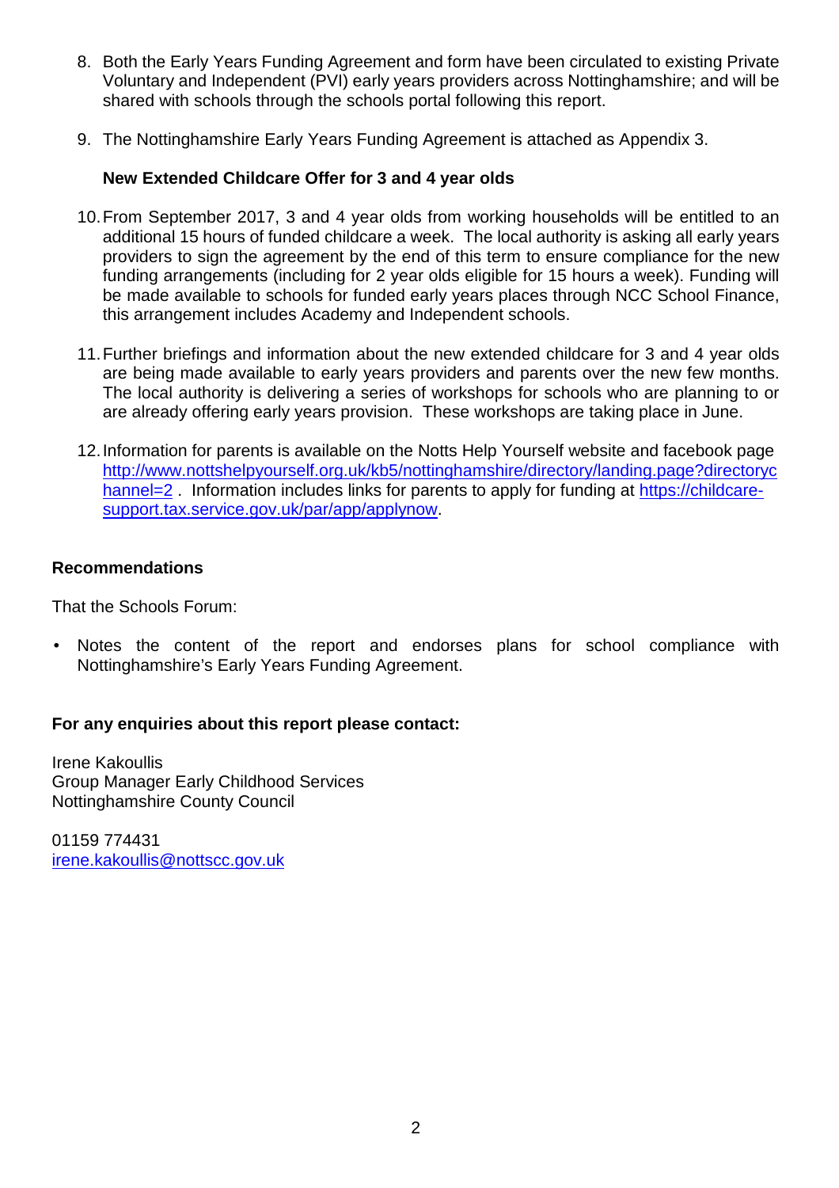8. Both the Early Years Funding Agreement and form have been circulated to existing Private Voluntary and Independent (PVI) early years providers across Nottinghamshire; and will be shared with schools through the schools portal following this report.

9. The Nottinghamshire Early Years Funding Agreement is attached as Appendix 3.

**New Extended Childcare Offer for 3 and 4 year olds**

10. From September 2017, 3 and 4 year olds from working households will be entitled to an additional 15 hours of funded childcare a week. The local authority is asking all early years providers to sign the agreement by the end of this term to ensure compliance for the new funding arrangements (including for 2 year olds eligible for 15 hours a week). Funding will be made available to schools for funded early years places through NCC School Finance, this arrangement includes Academy and Independent schools.

11. Further briefings and information about the new extended childcare for 3 and 4 year olds are being made available to early years providers and parents over the new few months. The local authority is delivering a series of workshops for schools who are planning to or are already offering early years provision. These workshops are taking place in June.

12. Information for parents is available on the Notts Help Yourself website and facebook page http://www.nottshelpyourself.org.uk/kb5/nottinghamshire/directory/landing.page?directorychannel=2 . Information includes links for parents to apply for funding at https://childcare-support.tax.service.gov.uk/par/app/applynow.

## Recommendations

That the Schools Forum:

- Notes the content of the report and endorses plans for school compliance with Nottinghamshire's Early Years Funding Agreement.

**For any enquiries about this report please contact:**

Irene Kakoullis
Group Manager Early Childhood Services
Nottinghamshire County Council

01159 774431
irene.kakoullis@nottscc.gov.uk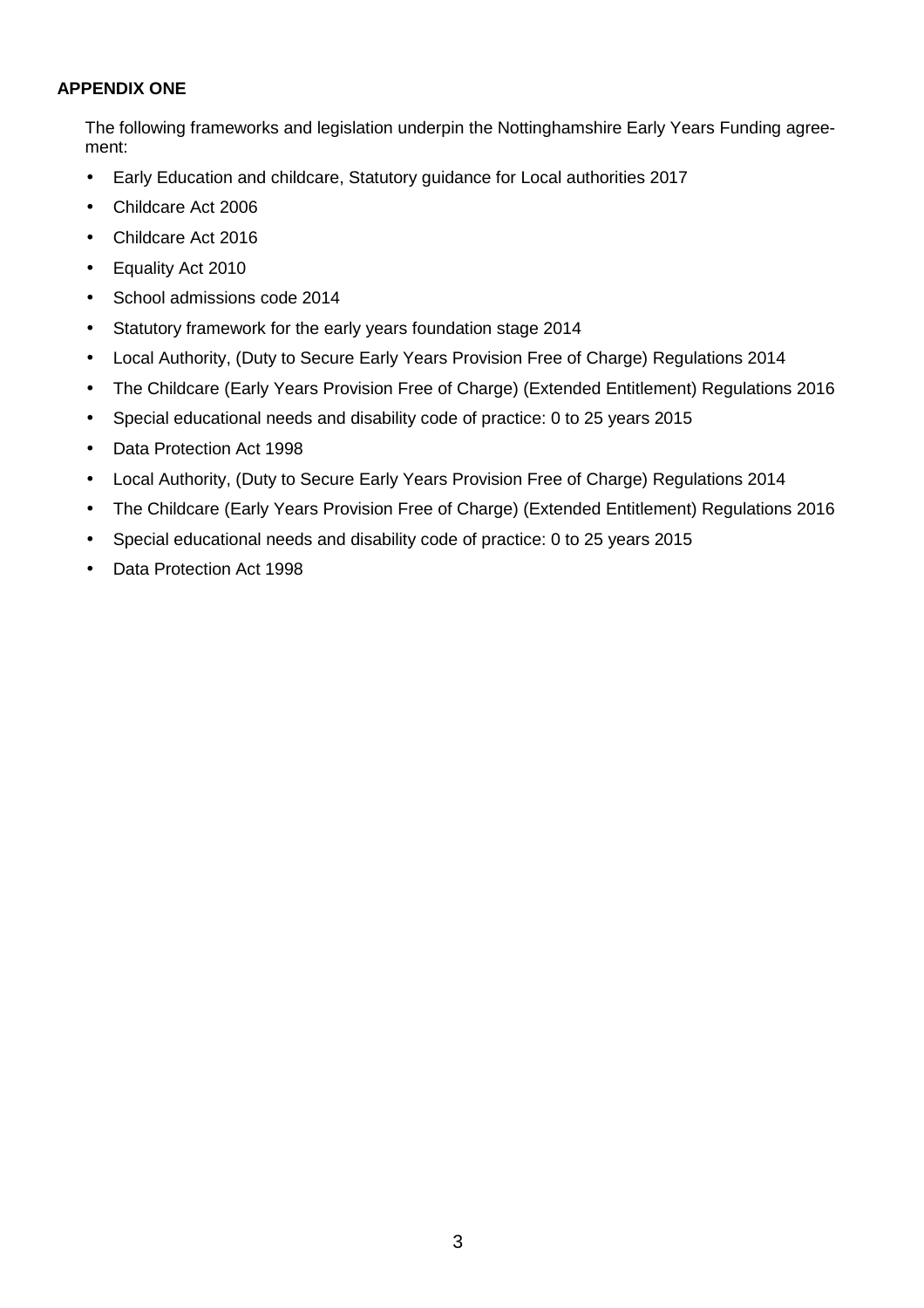**APPENDIX ONE**

The following frameworks and legislation underpin the Nottinghamshire Early Years Funding agreement:

- Early Education and childcare, Statutory guidance for Local authorities 2017
- Childcare Act 2006
- Childcare Act 2016
- Equality Act 2010
- School admissions code 2014
- Statutory framework for the early years foundation stage 2014
- Local Authority, (Duty to Secure Early Years Provision Free of Charge) Regulations 2014
- The Childcare (Early Years Provision Free of Charge) (Extended Entitlement) Regulations 2016
- Special educational needs and disability code of practice: 0 to 25 years 2015
- Data Protection Act 1998
- Local Authority, (Duty to Secure Early Years Provision Free of Charge) Regulations 2014
- The Childcare (Early Years Provision Free of Charge) (Extended Entitlement) Regulations 2016
- Special educational needs and disability code of practice: 0 to 25 years 2015
- Data Protection Act 1998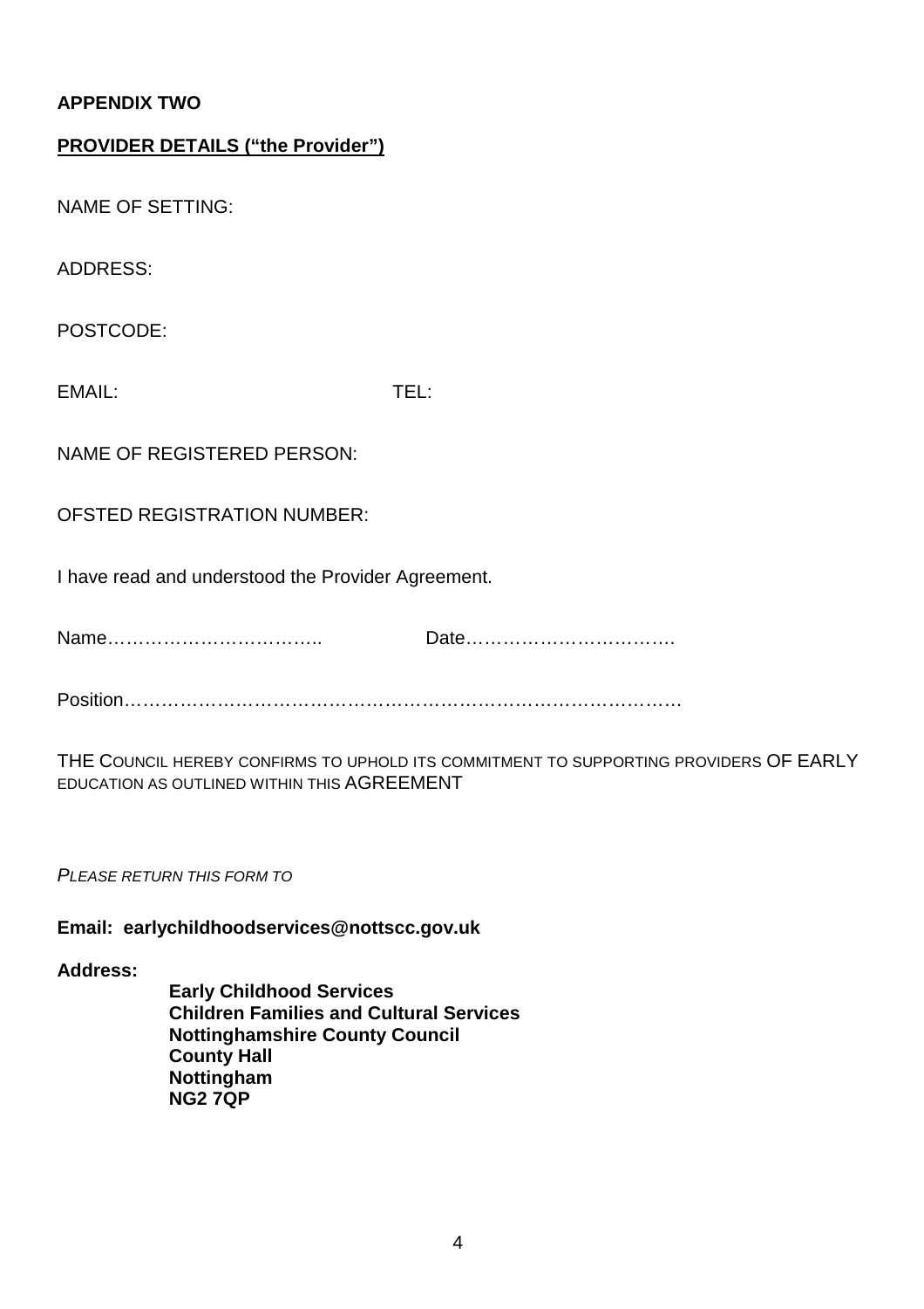**APPENDIX TWO**

**PROVIDER DETAILS ("the Provider")**

NAME OF SETTING:

ADDRESS:

POSTCODE:

EMAIL: TEL:

NAME OF REGISTERED PERSON:

OFSTED REGISTRATION NUMBER:

I have read and understood the Provider Agreement.

Name…………………………….. Date…………………………….

Position……………………………………………………………………………

THE COUNCIL HEREBY CONFIRMS TO UPHOLD ITS COMMITMENT TO SUPPORTING PROVIDERS OF EARLY EDUCATION AS OUTLINED WITHIN THIS AGREEMENT

*PLEASE RETURN THIS FORM TO*

**Email: earlychildhoodservices@nottscc.gov.uk**

**Address:**

**Early Childhood Services**
**Children Families and Cultural Services**
**Nottinghamshire County Council**
**County Hall**
**Nottingham**
**NG2 7QP**